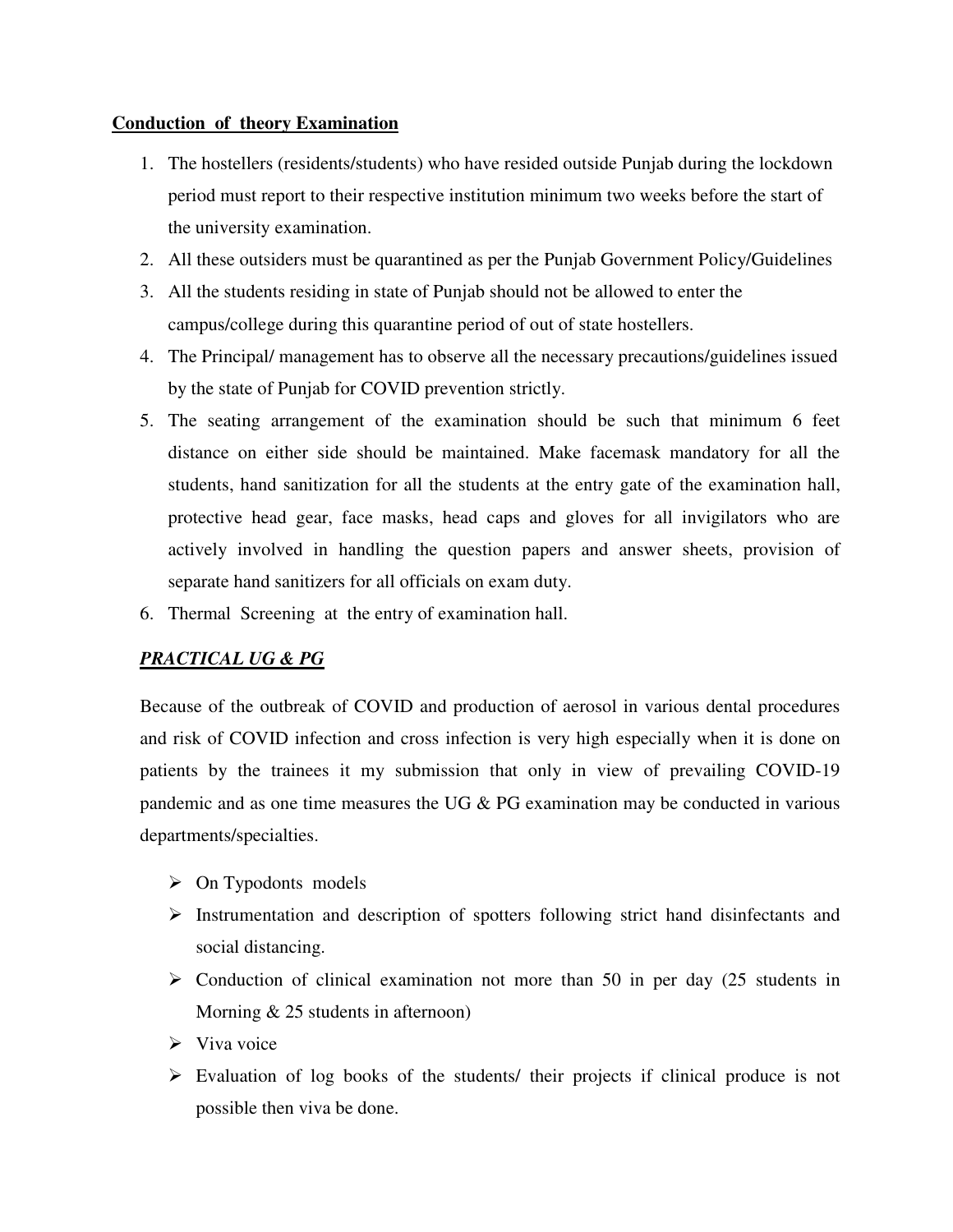**Conduction of theory Examination**

1. The hostellers (residents/students) who have resided outside Punjab during the lockdown period must report to their respective institution minimum two weeks before the start of the university examination.
2. All these outsiders must be quarantined as per the Punjab Government Policy/Guidelines
3. All the students residing in state of Punjab should not be allowed to enter the campus/college during this quarantine period of out of state hostellers.
4. The Principal/ management has to observe all the necessary precautions/guidelines issued by the state of Punjab for COVID prevention strictly.
5. The seating arrangement of the examination should be such that minimum 6 feet distance on either side should be maintained. Make facemask mandatory for all the students, hand sanitization for all the students at the entry gate of the examination hall, protective head gear, face masks, head caps and gloves for all invigilators who are actively involved in handling the question papers and answer sheets, provision of separate hand sanitizers for all officials on exam duty.
6. Thermal Screening at the entry of examination hall.

***PRACTICAL UG & PG***

Because of the outbreak of COVID and production of aerosol in various dental procedures and risk of COVID infection and cross infection is very high especially when it is done on patients by the trainees it my submission that only in view of prevailing COVID-19 pandemic and as one time measures the UG & PG examination may be conducted in various departments/specialties.

- On Typodonts models
- Instrumentation and description of spotters following strict hand disinfectants and social distancing.
- Conduction of clinical examination not more than 50 in per day (25 students in Morning & 25 students in afternoon)
- Viva voice
- Evaluation of log books of the students/ their projects if clinical produce is not possible then viva be done.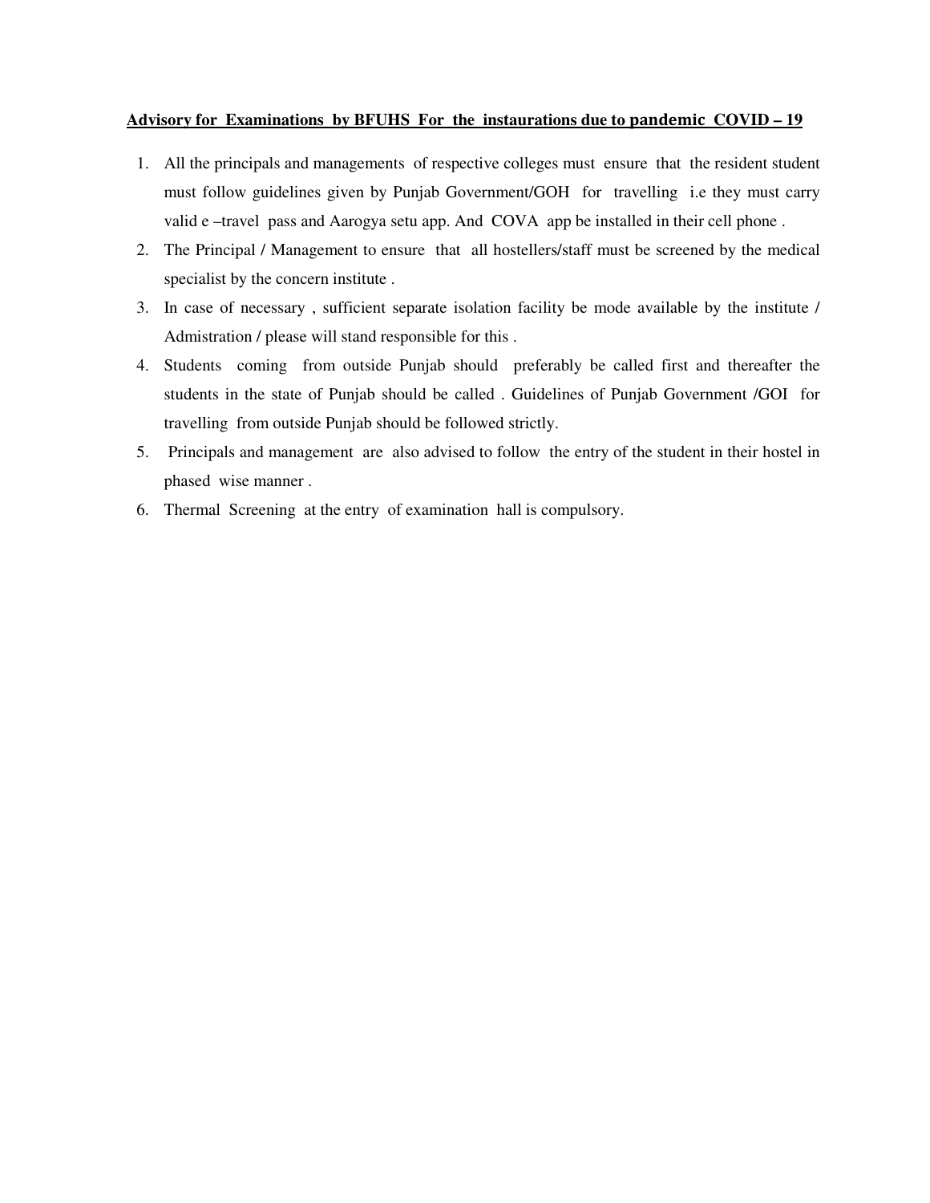**Advisory for Examinations by BFUHS For the instaurations due to pandemic COVID – 19**

1. All the principals and managements of respective colleges must ensure that the resident student must follow guidelines given by Punjab Government/GOH for travelling i.e they must carry valid e –travel pass and Aarogya setu app. And COVA app be installed in their cell phone .
2. The Principal / Management to ensure that all hostellers/staff must be screened by the medical specialist by the concern institute .
3. In case of necessary , sufficient separate isolation facility be mode available by the institute / Admistration / please will stand responsible for this .
4. Students coming from outside Punjab should preferably be called first and thereafter the students in the state of Punjab should be called . Guidelines of Punjab Government /GOI for travelling from outside Punjab should be followed strictly.
5. Principals and management are also advised to follow the entry of the student in their hostel in phased wise manner .
6. Thermal Screening at the entry of examination hall is compulsory.